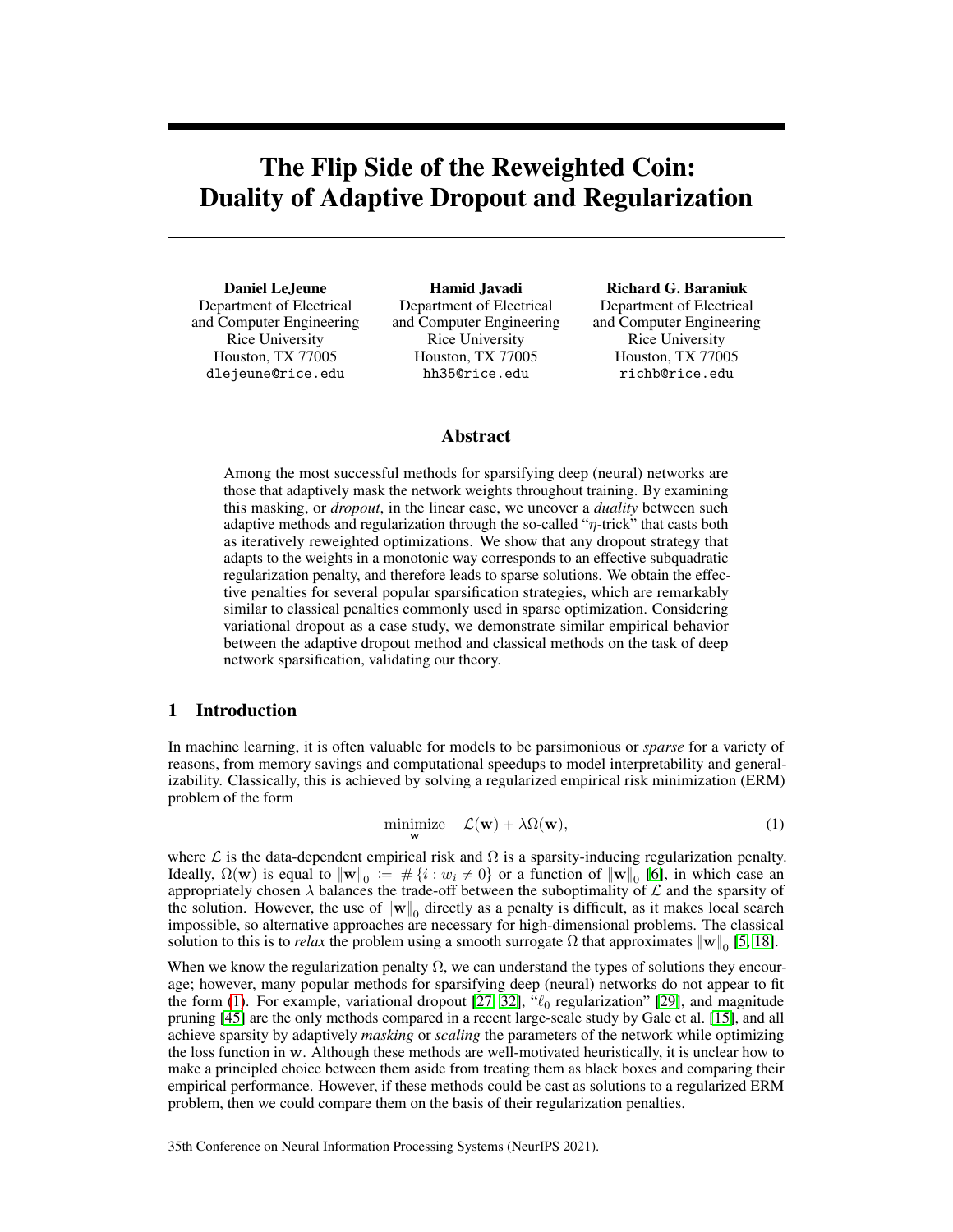# The Flip Side of the Reweighted Coin: Duality of Adaptive Dropout and Regularization

**Daniel LeJeune**
Department of Electrical and Computer Engineering
Rice University
Houston, TX 77005
dlejeune@rice.edu

**Hamid Javadi**
Department of Electrical and Computer Engineering
Rice University
Houston, TX 77005
hh35@rice.edu

**Richard G. Baraniuk**
Department of Electrical and Computer Engineering
Rice University
Houston, TX 77005
richb@rice.edu

## Abstract

Among the most successful methods for sparsifying deep (neural) networks are those that adaptively mask the network weights throughout training. By examining this masking, or *dropout*, in the linear case, we uncover a *duality* between such adaptive methods and regularization through the so-called "$\eta$-trick" that casts both as iteratively reweighted optimizations. We show that any dropout strategy that adapts to the weights in a monotonic way corresponds to an effective subquadratic regularization penalty, and therefore leads to sparse solutions. We obtain the effective penalties for several popular sparsification strategies, which are remarkably similar to classical penalties commonly used in sparse optimization. Considering variational dropout as a case study, we demonstrate similar empirical behavior between the adaptive dropout method and classical methods on the task of deep network sparsification, validating our theory.

## 1 Introduction

In machine learning, it is often valuable for models to be parsimonious or *sparse* for a variety of reasons, from memory savings and computational speedups to model interpretability and generalizability. Classically, this is achieved by solving a regularized empirical risk minimization (ERM) problem of the form

$$\underset{\mathbf{w}}{\text{minimize}} \quad \mathcal{L}(\mathbf{w}) + \lambda\Omega(\mathbf{w}), \tag{1}$$

where $\mathcal{L}$ is the data-dependent empirical risk and $\Omega$ is a sparsity-inducing regularization penalty. Ideally, $\Omega(\mathbf{w})$ is equal to $\|\mathbf{w}\|_0 := \#\{i : w_i \neq 0\}$ or a function of $\|\mathbf{w}\|_0$ [6], in which case an appropriately chosen $\lambda$ balances the trade-off between the suboptimality of $\mathcal{L}$ and the sparsity of the solution. However, the use of $\|\mathbf{w}\|_0$ directly as a penalty is difficult, as it makes local search impossible, so alternative approaches are necessary for high-dimensional problems. The classical solution to this is to *relax* the problem using a smooth surrogate $\Omega$ that approximates $\|\mathbf{w}\|_0$ [5, 18].

When we know the regularization penalty $\Omega$, we can understand the types of solutions they encourage; however, many popular methods for sparsifying deep (neural) networks do not appear to fit the form (1). For example, variational dropout [27, 32], "$\ell_0$ regularization" [29], and magnitude pruning [45] are the only methods compared in a recent large-scale study by Gale et al. [15], and all achieve sparsity by adaptively *masking* or *scaling* the parameters of the network while optimizing the loss function in $\mathbf{w}$. Although these methods are well-motivated heuristically, it is unclear how to make a principled choice between them aside from treating them as black boxes and comparing their empirical performance. However, if these methods could be cast as solutions to a regularized ERM problem, then we could compare them on the basis of their regularization penalties.

35th Conference on Neural Information Processing Systems (NeurIPS 2021).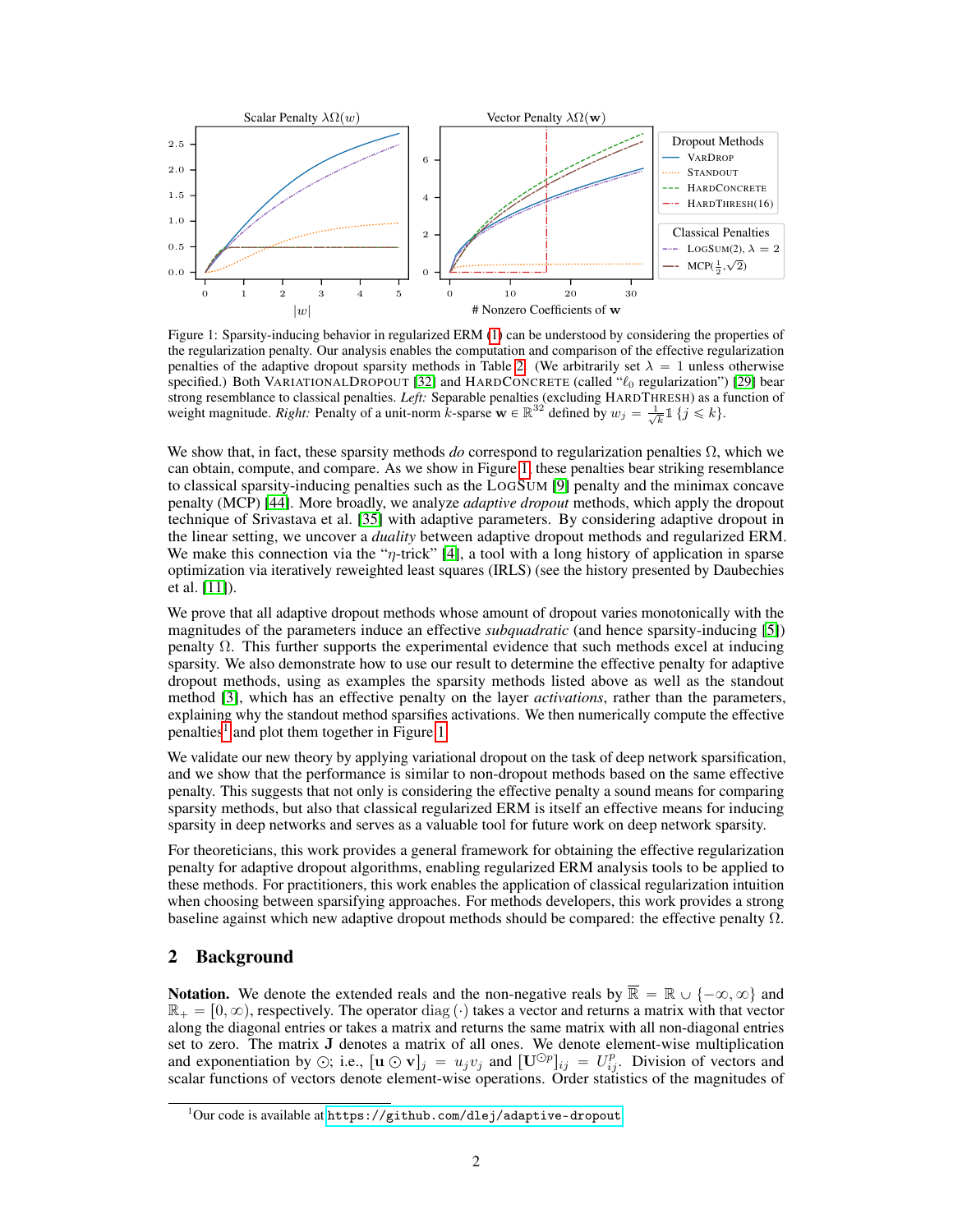Figure 1: Sparsity-inducing behavior in regularized ERM (1) can be understood by considering the properties of the regularization penalty. Our analysis enables the computation and comparison of the effective regularization penalties of the adaptive dropout sparsity methods in Table 2. (We arbitrarily set $\lambda = 1$ unless otherwise specified.) Both VARIATIONALDROPOUT [32] and HARDCONCRETE (called "$\ell_0$ regularization") [29] bear strong resemblance to classical penalties. *Left:* Separable penalties (excluding HARDTHRESH) as a function of weight magnitude. *Right:* Penalty of a unit-norm $k$-sparse $\mathbf{w} \in \mathbb{R}^{32}$ defined by $w_j = \frac{1}{\sqrt{k}} \mathbb{1}\{j \leqslant k\}$.

We show that, in fact, these sparsity methods *do* correspond to regularization penalties $\Omega$, which we can obtain, compute, and compare. As we show in Figure 1, these penalties bear striking resemblance to classical sparsity-inducing penalties such as the LOGSUM [9] penalty and the minimax concave penalty (MCP) [44]. More broadly, we analyze *adaptive dropout* methods, which apply the dropout technique of Srivastava et al. [35] with adaptive parameters. By considering adaptive dropout in the linear setting, we uncover a *duality* between adaptive dropout methods and regularized ERM. We make this connection via the "$\eta$-trick" [4], a tool with a long history of application in sparse optimization via iteratively reweighted least squares (IRLS) (see the history presented by Daubechies et al. [11]).

We prove that all adaptive dropout methods whose amount of dropout varies monotonically with the magnitudes of the parameters induce an effective *subquadratic* (and hence sparsity-inducing [5]) penalty $\Omega$. This further supports the experimental evidence that such methods excel at inducing sparsity. We also demonstrate how to use our result to determine the effective penalty for adaptive dropout methods, using as examples the sparsity methods listed above as well as the standout method [3], which has an effective penalty on the layer *activations*, rather than the parameters, explaining why the standout method sparsifies activations. We then numerically compute the effective penalties[1] and plot them together in Figure 1.

We validate our new theory by applying variational dropout on the task of deep network sparsification, and we show that the performance is similar to non-dropout methods based on the same effective penalty. This suggests that not only is considering the effective penalty a sound means for comparing sparsity methods, but also that classical regularized ERM is itself an effective means for inducing sparsity in deep networks and serves as a valuable tool for future work on deep network sparsity.

For theoreticians, this work provides a general framework for obtaining the effective regularization penalty for adaptive dropout algorithms, enabling regularized ERM analysis tools to be applied to these methods. For practitioners, this work enables the application of classical regularization intuition when choosing between sparsifying approaches. For methods developers, this work provides a strong baseline against which new adaptive dropout methods should be compared: the effective penalty $\Omega$.

## 2 Background

**Notation.** We denote the extended reals and the non-negative reals by $\overline{\mathbb{R}} = \mathbb{R} \cup \{-\infty, \infty\}$ and $\mathbb{R}_+ = [0, \infty)$, respectively. The operator $\operatorname{diag}(\cdot)$ takes a vector and returns a matrix with that vector along the diagonal entries or takes a matrix and returns the same matrix with all non-diagonal entries set to zero. The matrix $\mathbf{J}$ denotes a matrix of all ones. We denote element-wise multiplication and exponentiation by $\odot$; i.e., $[\mathbf{u} \odot \mathbf{v}]_j = u_j v_j$ and $[\mathbf{U}^{\odot p}]_{ij} = U_{ij}^p$. Division of vectors and scalar functions of vectors denote element-wise operations. Order statistics of the magnitudes of

[1] Our code is available at https://github.com/dlej/adaptive-dropout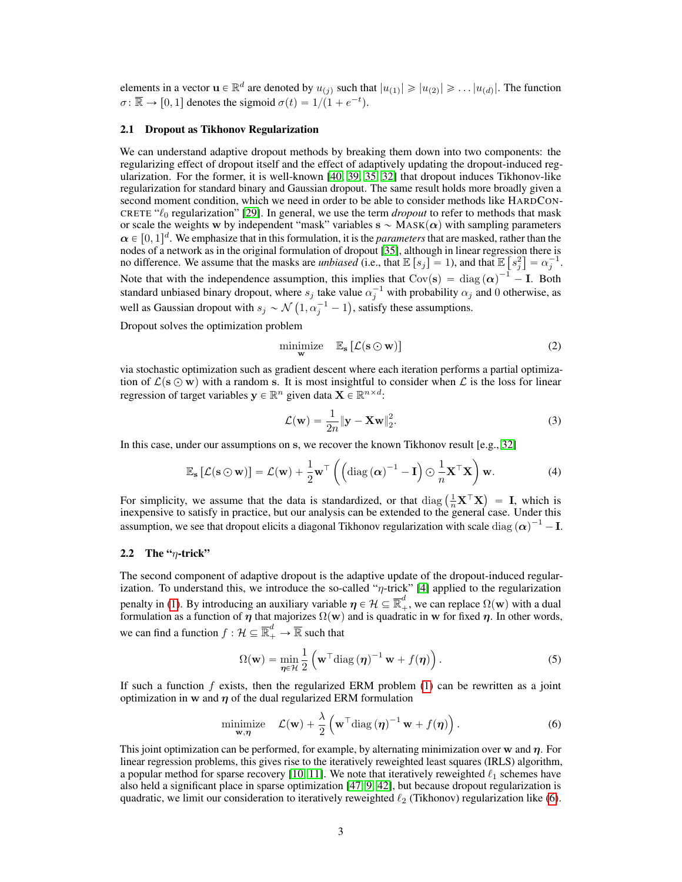elements in a vector $\mathbf{u} \in \mathbb{R}^d$ are denoted by $u_{(j)}$ such that $|u_{(1)}| \geqslant |u_{(2)}| \geqslant \ldots |u_{(d)}|$. The function $\sigma \colon \overline{\mathbb{R}} \to [0, 1]$ denotes the sigmoid $\sigma(t) = 1/(1 + e^{-t})$.

### 2.1 Dropout as Tikhonov Regularization

We can understand adaptive dropout methods by breaking them down into two components: the regularizing effect of dropout itself and the effect of adaptively updating the dropout-induced regularization. For the former, it is well-known [40, 39, 35, 32] that dropout induces Tikhonov-like regularization for standard binary and Gaussian dropout. The same result holds more broadly given a second moment condition, which we need in order to be able to consider methods like HARDCONCRETE "$\ell_0$ regularization" [29]. In general, we use the term *dropout* to refer to methods that mask or scale the weights $\mathbf{w}$ by independent "mask" variables $\mathbf{s} \sim \text{MASK}(\boldsymbol{\alpha})$ with sampling parameters $\boldsymbol{\alpha} \in [0, 1]^d$. We emphasize that in this formulation, it is the *parameters* that are masked, rather than the nodes of a network as in the original formulation of dropout [35], although in linear regression there is no difference. We assume that the masks are *unbiased* (i.e., that $\mathbb{E}[s_j] = 1$), and that $\mathbb{E}[s_j^2] = \alpha_j^{-1}$. Note that with the independence assumption, this implies that $\text{Cov}(\mathbf{s}) = \text{diag}(\boldsymbol{\alpha})^{-1} - \mathbf{I}$. Both standard unbiased binary dropout, where $s_j$ take value $\alpha_j^{-1}$ with probability $\alpha_j$ and $0$ otherwise, as well as Gaussian dropout with $s_j \sim \mathcal{N}(1, \alpha_j^{-1} - 1)$, satisfy these assumptions.

Dropout solves the optimization problem

$$\underset{\mathbf{w}}{\text{minimize}} \quad \mathbb{E}_{\mathbf{s}}[\mathcal{L}(\mathbf{s} \odot \mathbf{w})] \tag{2}$$

via stochastic optimization such as gradient descent where each iteration performs a partial optimization of $\mathcal{L}(\mathbf{s} \odot \mathbf{w})$ with a random $\mathbf{s}$. It is most insightful to consider when $\mathcal{L}$ is the loss for linear regression of target variables $\mathbf{y} \in \mathbb{R}^n$ given data $\mathbf{X} \in \mathbb{R}^{n \times d}$:

$$\mathcal{L}(\mathbf{w}) = \frac{1}{2n}\|\mathbf{y} - \mathbf{X}\mathbf{w}\|_2^2. \tag{3}$$

In this case, under our assumptions on $\mathbf{s}$, we recover the known Tikhonov result [e.g., 32]

$$\mathbb{E}_{\mathbf{s}}[\mathcal{L}(\mathbf{s} \odot \mathbf{w})] = \mathcal{L}(\mathbf{w}) + \frac{1}{2}\mathbf{w}^\top \left( \left( \text{diag}(\boldsymbol{\alpha})^{-1} - \mathbf{I} \right) \odot \frac{1}{n}\mathbf{X}^\top \mathbf{X} \right) \mathbf{w}. \tag{4}$$

For simplicity, we assume that the data is standardized, or that $\text{diag}\left(\frac{1}{n}\mathbf{X}^\top\mathbf{X}\right) = \mathbf{I}$, which is inexpensive to satisfy in practice, but our analysis can be extended to the general case. Under this assumption, we see that dropout elicits a diagonal Tikhonov regularization with scale $\text{diag}(\boldsymbol{\alpha})^{-1} - \mathbf{I}$.

### 2.2 The "$\eta$-trick"

The second component of adaptive dropout is the adaptive update of the dropout-induced regularization. To understand this, we introduce the so-called "$\eta$-trick" [4] applied to the regularization penalty in (1). By introducing an auxiliary variable $\boldsymbol{\eta} \in \mathcal{H} \subseteq \overline{\mathbb{R}}_+^d$, we can replace $\Omega(\mathbf{w})$ with a dual formulation as a function of $\boldsymbol{\eta}$ that majorizes $\Omega(\mathbf{w})$ and is quadratic in $\mathbf{w}$ for fixed $\boldsymbol{\eta}$. In other words, we can find a function $f : \mathcal{H} \subseteq \overline{\mathbb{R}}_+^d \to \overline{\mathbb{R}}$ such that

$$\Omega(\mathbf{w}) = \min_{\boldsymbol{\eta} \in \mathcal{H}} \frac{1}{2}\left( \mathbf{w}^\top \text{diag}(\boldsymbol{\eta})^{-1} \mathbf{w} + f(\boldsymbol{\eta}) \right). \tag{5}$$

If such a function $f$ exists, then the regularized ERM problem (1) can be rewritten as a joint optimization in $\mathbf{w}$ and $\boldsymbol{\eta}$ of the dual regularized ERM formulation

$$\underset{\mathbf{w}, \boldsymbol{\eta}}{\text{minimize}} \quad \mathcal{L}(\mathbf{w}) + \frac{\lambda}{2}\left( \mathbf{w}^\top \text{diag}(\boldsymbol{\eta})^{-1} \mathbf{w} + f(\boldsymbol{\eta}) \right). \tag{6}$$

This joint optimization can be performed, for example, by alternating minimization over $\mathbf{w}$ and $\boldsymbol{\eta}$. For linear regression problems, this gives rise to the iteratively reweighted least squares (IRLS) algorithm, a popular method for sparse recovery [10, 11]. We note that iteratively reweighted $\ell_1$ schemes have also held a significant place in sparse optimization [47, 9, 42], but because dropout regularization is quadratic, we limit our consideration to iteratively reweighted $\ell_2$ (Tikhonov) regularization like (6).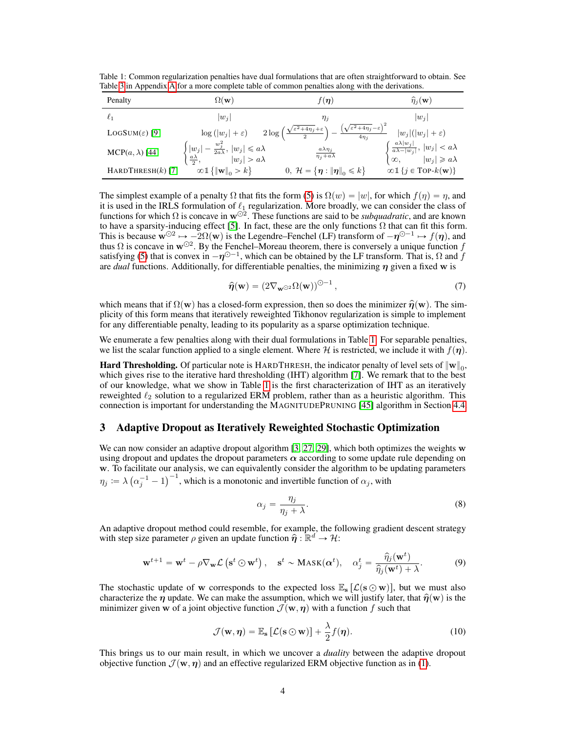Table 1: Common regularization penalties have dual formulations that are often straightforward to obtain. See Table 3 in Appendix A for a more complete table of common penalties along with the derivations.

| Penalty | $\Omega(\mathbf{w})$ | $f(\boldsymbol{\eta})$ | $\widehat{\eta}_j(\mathbf{w})$ |
|---|---|---|---|
| $\ell_1$ | $\lvert w_j \rvert$ | $\eta_j$ | $\lvert w_j \rvert$ |
| LogSum($\varepsilon$) [9] | $\log(\lvert w_j \rvert + \varepsilon)$ | $2\log\left(\frac{\sqrt{\varepsilon^2+4\eta_j}+\varepsilon}{2}\right) - \frac{\left(\sqrt{\varepsilon^2+4\eta_j}-\varepsilon\right)^2}{4\eta_j}$ | $\lvert w_j \rvert(\lvert w_j \rvert + \varepsilon)$ |
| MCP($a, \lambda$) [44] | $\begin{cases} \lvert w_j \rvert - \frac{w_j^2}{2a\lambda}, & \lvert w_j \rvert \leqslant a\lambda \\ \frac{a\lambda}{2}, & \lvert w_j \rvert > a\lambda \end{cases}$ | $\frac{a\lambda\eta_j}{\eta_j + a\lambda}$ | $\begin{cases} \frac{a\lambda \lvert w_j \rvert}{a\lambda - \lvert w_j \rvert}, & \lvert w_j \rvert < a\lambda \\ \infty, & \lvert w_j \rvert \geqslant a\lambda \end{cases}$ |
| HardThresh($k$) [7] | $\infty \mathbb{1}\{\lVert \mathbf{w} \rVert_0 > k\}$ | $0,\ \mathcal{H} = \{\boldsymbol{\eta} : \lVert \boldsymbol{\eta} \rVert_0 \leqslant k\}$ | $\infty \mathbb{1}\{j \in \text{Top-}k(\mathbf{w})\}$ |

The simplest example of a penalty $\Omega$ that fits the form (5) is $\Omega(w) = |w|$, for which $f(\eta) = \eta$, and it is used in the IRLS formulation of $\ell_1$ regularization. More broadly, we can consider the class of functions for which $\Omega$ is concave in $\mathbf{w}^{\odot 2}$. These functions are said to be *subquadratic*, and are known to have a sparsity-inducing effect [5]. In fact, these are the only functions $\Omega$ that can fit this form. This is because $\mathbf{w}^{\odot 2} \mapsto -2\Omega(\mathbf{w})$ is the Legendre–Fenchel (LF) transform of $-\boldsymbol{\eta}^{\odot -1} \mapsto f(\boldsymbol{\eta})$, and thus $\Omega$ is concave in $\mathbf{w}^{\odot 2}$. By the Fenchel–Moreau theorem, there is conversely a unique function $f$ satisfying (5) that is convex in $-\boldsymbol{\eta}^{\odot -1}$, which can be obtained by the LF transform. That is, $\Omega$ and $f$ are *dual* functions. Additionally, for differentiable penalties, the minimizing $\boldsymbol{\eta}$ given a fixed $\mathbf{w}$ is

$$\widehat{\boldsymbol{\eta}}(\mathbf{w}) = \left(2\nabla_{\mathbf{w}^{\odot 2}}\Omega(\mathbf{w})\right)^{\odot -1}, \tag{7}$$

which means that if $\Omega(\mathbf{w})$ has a closed-form expression, then so does the minimizer $\widehat{\boldsymbol{\eta}}(\mathbf{w})$. The simplicity of this form means that iteratively reweighted Tikhonov regularization is simple to implement for any differentiable penalty, leading to its popularity as a sparse optimization technique.

We enumerate a few penalties along with their dual formulations in Table 1. For separable penalties, we list the scalar function applied to a single element. Where $\mathcal{H}$ is restricted, we include it with $f(\boldsymbol{\eta})$.

**Hard Thresholding.** Of particular note is HardThresh, the indicator penalty of level sets of $\lVert \mathbf{w} \rVert_0$, which gives rise to the iterative hard thresholding (IHT) algorithm [7]. We remark that to the best of our knowledge, what we show in Table 1 is the first characterization of IHT as an iteratively reweighted $\ell_2$ solution to a regularized ERM problem, rather than as a heuristic algorithm. This connection is important for understanding the MagnitudePruning [45] algorithm in Section 4.4.

## 3 Adaptive Dropout as Iteratively Reweighted Stochastic Optimization

We can now consider an adaptive dropout algorithm [3, 27, 29], which both optimizes the weights $\mathbf{w}$ using dropout and updates the dropout parameters $\boldsymbol{\alpha}$ according to some update rule depending on $\mathbf{w}$. To facilitate our analysis, we can equivalently consider the algorithm to be updating parameters $\eta_j := \lambda\left(\alpha_j^{-1} - 1\right)^{-1}$, which is a monotonic and invertible function of $\alpha_j$, with

$$\alpha_j = \frac{\eta_j}{\eta_j + \lambda}. \tag{8}$$

An adaptive dropout method could resemble, for example, the following gradient descent strategy with step size parameter $\rho$ given an update function $\widehat{\boldsymbol{\eta}} : \mathbb{R}^d \to \mathcal{H}$:

$$\mathbf{w}^{t+1} = \mathbf{w}^t - \rho\nabla_{\mathbf{w}}\mathcal{L}\left(\mathbf{s}^t \odot \mathbf{w}^t\right), \quad \mathbf{s}^t \sim \text{Mask}(\boldsymbol{\alpha}^t), \quad \alpha_j^t = \frac{\widehat{\eta}_j(\mathbf{w}^t)}{\widehat{\eta}_j(\mathbf{w}^t) + \lambda}. \tag{9}$$

The stochastic update of $\mathbf{w}$ corresponds to the expected loss $\mathbb{E}_{\mathbf{s}}\left[\mathcal{L}(\mathbf{s} \odot \mathbf{w})\right]$, but we must also characterize the $\boldsymbol{\eta}$ update. We can make the assumption, which we will justify later, that $\widehat{\boldsymbol{\eta}}(\mathbf{w})$ is the minimizer given $\mathbf{w}$ of a joint objective function $\mathcal{J}(\mathbf{w}, \boldsymbol{\eta})$ with a function $f$ such that

$$\mathcal{J}(\mathbf{w}, \boldsymbol{\eta}) = \mathbb{E}_{\mathbf{s}}\left[\mathcal{L}(\mathbf{s} \odot \mathbf{w})\right] + \frac{\lambda}{2}f(\boldsymbol{\eta}). \tag{10}$$

This brings us to our main result, in which we uncover a *duality* between the adaptive dropout objective function $\mathcal{J}(\mathbf{w}, \boldsymbol{\eta})$ and an effective regularized ERM objective function as in (1).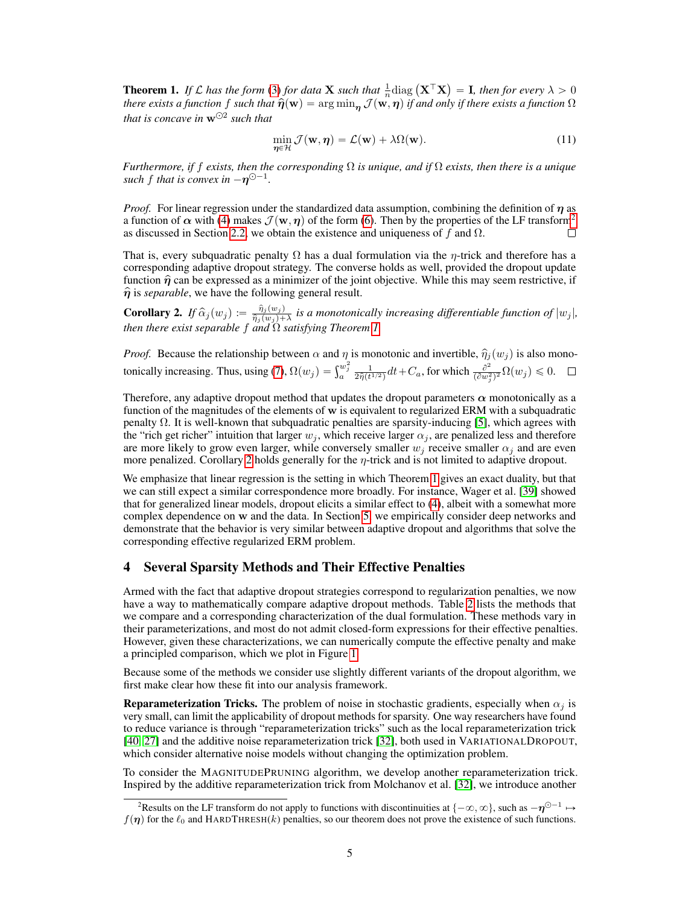**Theorem 1.** *If $\mathcal{L}$ has the form (3) for data $\mathbf{X}$ such that $\frac{1}{n}\text{diag}\left(\mathbf{X}^\top\mathbf{X}\right) = \mathbf{I}$, then for every $\lambda > 0$ there exists a function $f$ such that $\widehat{\boldsymbol{\eta}}(\mathbf{w}) = \arg\min_{\boldsymbol{\eta}} \mathcal{J}(\mathbf{w}, \boldsymbol{\eta})$ if and only if there exists a function $\Omega$ that is concave in $\mathbf{w}^{\odot 2}$ such that*

$$\min_{\boldsymbol{\eta} \in \mathcal{H}} \mathcal{J}(\mathbf{w}, \boldsymbol{\eta}) = \mathcal{L}(\mathbf{w}) + \lambda \Omega(\mathbf{w}). \tag{11}$$

*Furthermore, if $f$ exists, then the corresponding $\Omega$ is unique, and if $\Omega$ exists, then there is a unique such $f$ that is convex in $-\boldsymbol{\eta}^{\odot -1}$.*

*Proof.* For linear regression under the standardized data assumption, combining the definition of $\boldsymbol{\eta}$ as a function of $\boldsymbol{\alpha}$ with (4) makes $\mathcal{J}(\mathbf{w}, \boldsymbol{\eta})$ of the form (6). Then by the properties of the LF transform[2] as discussed in Section 2.2, we obtain the existence and uniqueness of $f$ and $\Omega$. $\square$

That is, every subquadratic penalty $\Omega$ has a dual formulation via the $\eta$-trick and therefore has a corresponding adaptive dropout strategy. The converse holds as well, provided the dropout update function $\widehat{\boldsymbol{\eta}}$ can be expressed as a minimizer of the joint objective. While this may seem restrictive, if $\widehat{\boldsymbol{\eta}}$ is *separable*, we have the following general result.

**Corollary 2.** *If $\widehat{\alpha}_j(w_j) := \frac{\widehat{\eta}_j(w_j)}{\widehat{\eta}_j(w_j) + \lambda}$ is a monotonically increasing differentiable function of $|w_j|$, then there exist separable $f$ and $\Omega$ satisfying Theorem 1.*

*Proof.* Because the relationship between $\alpha$ and $\eta$ is monotonic and invertible, $\widehat{\eta}_j(w_j)$ is also monotonically increasing. Thus, using (7), $\Omega(w_j) = \int_a^{w_j^2} \frac{1}{2\widehat{\eta}(t^{1/2})} dt + C_a$, for which $\frac{\partial^2}{(\partial w_j^2)^2}\Omega(w_j) \leqslant 0$. $\square$

Therefore, any adaptive dropout method that updates the dropout parameters $\boldsymbol{\alpha}$ monotonically as a function of the magnitudes of the elements of $\mathbf{w}$ is equivalent to regularized ERM with a subquadratic penalty $\Omega$. It is well-known that subquadratic penalties are sparsity-inducing [5], which agrees with the "rich get richer" intuition that larger $w_j$, which receive larger $\alpha_j$, are penalized less and therefore are more likely to grow even larger, while conversely smaller $w_j$ receive smaller $\alpha_j$ and are even more penalized. Corollary 2 holds generally for the $\eta$-trick and is not limited to adaptive dropout.

We emphasize that linear regression is the setting in which Theorem 1 gives an exact duality, but that we can still expect a similar correspondence more broadly. For instance, Wager et al. [39] showed that for generalized linear models, dropout elicits a similar effect to (4), albeit with a somewhat more complex dependence on $\mathbf{w}$ and the data. In Section 5, we empirically consider deep networks and demonstrate that the behavior is very similar between adaptive dropout and algorithms that solve the corresponding effective regularized ERM problem.

## 4 Several Sparsity Methods and Their Effective Penalties

Armed with the fact that adaptive dropout strategies correspond to regularization penalties, we now have a way to mathematically compare adaptive dropout methods. Table 2 lists the methods that we compare and a corresponding characterization of the dual formulation. These methods vary in their parameterizations, and most do not admit closed-form expressions for their effective penalties. However, given these characterizations, we can numerically compute the effective penalty and make a principled comparison, which we plot in Figure 1.

Because some of the methods we consider use slightly different variants of the dropout algorithm, we first make clear how these fit into our analysis framework.

**Reparameterization Tricks.** The problem of noise in stochastic gradients, especially when $\alpha_j$ is very small, can limit the applicability of dropout methods for sparsity. One way researchers have found to reduce variance is through "reparameterization tricks" such as the local reparameterization trick [40, 27] and the additive noise reparameterization trick [32], both used in VARIATIONALDROPOUT, which consider alternative noise models without changing the optimization problem.

To consider the MAGNITUDEPRUNING algorithm, we develop another reparameterization trick. Inspired by the additive reparameterization trick from Molchanov et al. [32], we introduce another

[2] Results on the LF transform do not apply to functions with discontinuities at $\{-\infty, \infty\}$, such as $-\boldsymbol{\eta}^{\odot -1} \mapsto f(\boldsymbol{\eta})$ for the $\ell_0$ and HARDTHRESH($k$) penalties, so our theorem does not prove the existence of such functions.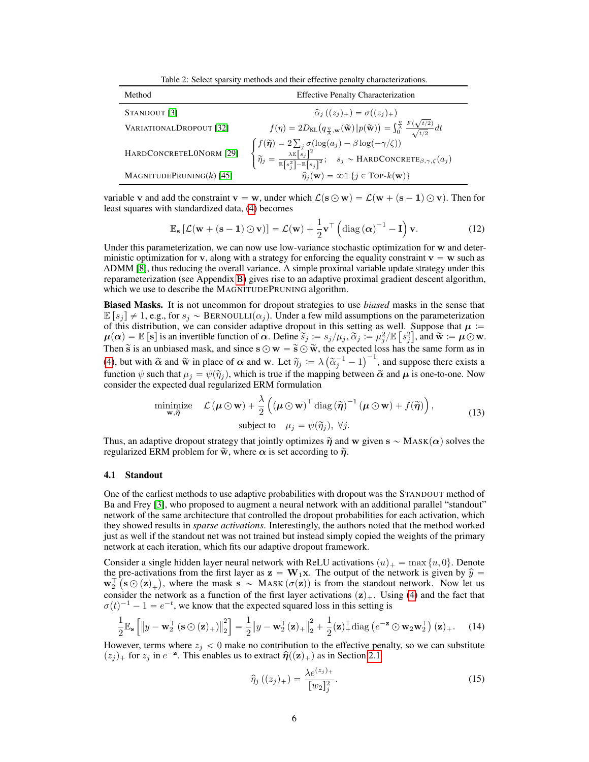Table 2: Select sparsity methods and their effective penalty characterizations.

| Method | Effective Penalty Characterization |
| --- | --- |
| STANDOUT [3] | $\widehat{\alpha}_j\left((z_j)_+\right) = \sigma((z_j)_+)$ |
| VARIATIONALDROPOUT [32] | $f(\eta) = 2D_{\mathrm{KL}}\left(q_{\frac{\eta}{\lambda},\mathbf{w}}(\widetilde{\mathbf{w}}) \| p(\widetilde{\mathbf{w}})\right) = \int_0^{\frac{\eta}{\lambda}} \frac{F(\sqrt{t/2})}{\sqrt{t/2}}\, dt$ |
| HARDCONCRETEL0NORM [29] | $\begin{cases} f(\widetilde{\boldsymbol{\eta}}) = 2\sum_j \sigma(\log(a_j) - \beta\log(-\gamma/\zeta)) \\ \widetilde{\eta}_j = \frac{\lambda \mathbb{E}[s_j]^2}{\mathbb{E}[s_j^2] - \mathbb{E}[s_j]^2}; \quad s_j \sim \text{HARDCONCRETE}_{\beta,\gamma,\zeta}(a_j) \end{cases}$ |
| MAGNITUDEPRUNING($k$) [45] | $\widehat{\eta}_j(\mathbf{w}) = \infty \mathbb{1}\left\{j \in \text{TOP-}k(\mathbf{w})\right\}$ |

variable $\mathbf{v}$ and add the constraint $\mathbf{v} = \mathbf{w}$, under which $\mathcal{L}(\mathbf{s} \odot \mathbf{w}) = \mathcal{L}(\mathbf{w} + (\mathbf{s} - \mathbf{1}) \odot \mathbf{v})$. Then for least squares with standardized data, (4) becomes

$$\mathbb{E}_{\mathbf{s}}\left[\mathcal{L}(\mathbf{w} + (\mathbf{s} - \mathbf{1}) \odot \mathbf{v})\right] = \mathcal{L}(\mathbf{w}) + \frac{1}{2}\mathbf{v}^\top \left(\operatorname{diag}(\boldsymbol{\alpha})^{-1} - \mathbf{I}\right)\mathbf{v}. \tag{12}$$

Under this parameterization, we can now use low-variance stochastic optimization for $\mathbf{w}$ and deterministic optimization for $\mathbf{v}$, along with a strategy for enforcing the equality constraint $\mathbf{v} = \mathbf{w}$ such as ADMM [8], thus reducing the overall variance. A simple proximal variable update strategy under this reparameterization (see Appendix B) gives rise to an adaptive proximal gradient descent algorithm, which we use to describe the MAGNITUDEPRUNING algorithm.

**Biased Masks.** It is not uncommon for dropout strategies to use *biased* masks in the sense that $\mathbb{E}[s_j] \neq 1$, e.g., for $s_j \sim \text{BERNOULLI}(\alpha_j)$. Under a few mild assumptions on the parameterization of this distribution, we can consider adaptive dropout in this setting as well. Suppose that $\boldsymbol{\mu} := \boldsymbol{\mu}(\boldsymbol{\alpha}) = \mathbb{E}[\mathbf{s}]$ is an invertible function of $\boldsymbol{\alpha}$. Define $\widetilde{s}_j := s_j/\mu_j$, $\widetilde{\alpha}_j := \mu_j^2/\mathbb{E}\left[s_j^2\right]$, and $\widetilde{\mathbf{w}} := \boldsymbol{\mu} \odot \mathbf{w}$. Then $\widetilde{\mathbf{s}}$ is an unbiased mask, and since $\mathbf{s} \odot \mathbf{w} = \widetilde{\mathbf{s}} \odot \widetilde{\mathbf{w}}$, the expected loss has the same form as in (4), but with $\widetilde{\boldsymbol{\alpha}}$ and $\widetilde{\mathbf{w}}$ in place of $\boldsymbol{\alpha}$ and $\mathbf{w}$. Let $\widetilde{\eta}_j := \lambda\left(\widetilde{\alpha}_j^{-1} - 1\right)^{-1}$, and suppose there exists a function $\psi$ such that $\mu_j = \psi(\widetilde{\eta}_j)$, which is true if the mapping between $\widetilde{\boldsymbol{\alpha}}$ and $\boldsymbol{\mu}$ is one-to-one. Now consider the expected dual regularized ERM formulation

$$\begin{aligned} \underset{\mathbf{w}, \widetilde{\boldsymbol{\eta}}}{\text{minimize}} \quad & \mathcal{L}(\boldsymbol{\mu} \odot \mathbf{w}) + \frac{\lambda}{2}\left((\boldsymbol{\mu} \odot \mathbf{w})^\top \operatorname{diag}(\widetilde{\boldsymbol{\eta}})^{-1}(\boldsymbol{\mu} \odot \mathbf{w}) + f(\widetilde{\boldsymbol{\eta}})\right), \\ \text{subject to} \quad & \mu_j = \psi(\widetilde{\eta}_j), \ \forall j. \end{aligned} \tag{13}$$

Thus, an adaptive dropout strategy that jointly optimizes $\widetilde{\boldsymbol{\eta}}$ and $\mathbf{w}$ given $\mathbf{s} \sim \text{MASK}(\boldsymbol{\alpha})$ solves the regularized ERM problem for $\widetilde{\mathbf{w}}$, where $\boldsymbol{\alpha}$ is set according to $\widetilde{\boldsymbol{\eta}}$.

### 4.1 Standout

One of the earliest methods to use adaptive probabilities with dropout was the STANDOUT method of Ba and Frey [3], who proposed to augment a neural network with an additional parallel "standout" network of the same architecture that controlled the dropout probabilities for each activation, which they showed results in *sparse activations*. Interestingly, the authors noted that the method worked just as well if the standout net was not trained but instead simply copied the weights of the primary network at each iteration, which fits our adaptive dropout framework.

Consider a single hidden layer neural network with ReLU activations $(u)_+ = \max\{u, 0\}$. Denote the pre-activations from the first layer as $\mathbf{z} = \mathbf{W}_1\mathbf{x}$. The output of the network is given by $\widehat{y} = \mathbf{w}_2^\top\left(\mathbf{s} \odot (\mathbf{z})_+\right)$, where the mask $\mathbf{s} \sim \text{MASK}(\sigma(\mathbf{z}))$ is from the standout network. Now let us consider the network as a function of the first layer activations $(\mathbf{z})_+$. Using (4) and the fact that $\sigma(t)^{-1} - 1 = e^{-t}$, we know that the expected squared loss in this setting is

$$\frac{1}{2}\mathbb{E}_{\mathbf{s}}\left[\left\|y - \mathbf{w}_2^\top\left(\mathbf{s} \odot (\mathbf{z})_+\right)\right\|_2^2\right] = \frac{1}{2}\left\|y - \mathbf{w}_2^\top(\mathbf{z})_+\right\|_2^2 + \frac{1}{2}(\mathbf{z})_+^\top \operatorname{diag}\left(e^{-\mathbf{z}} \odot \mathbf{w}_2\mathbf{w}_2^\top\right)(\mathbf{z})_+. \tag{14}$$

However, terms where $z_j < 0$ make no contribution to the effective penalty, so we can substitute $(z_j)_+$ for $z_j$ in $e^{-\mathbf{z}}$. This enables us to extract $\widehat{\boldsymbol{\eta}}((\mathbf{z})_+)$ as in Section 2.1

$$\widehat{\eta}_j\left((z_j)_+\right) = \frac{\lambda e^{(z_j)_+}}{[w_2]_j^2}. \tag{15}$$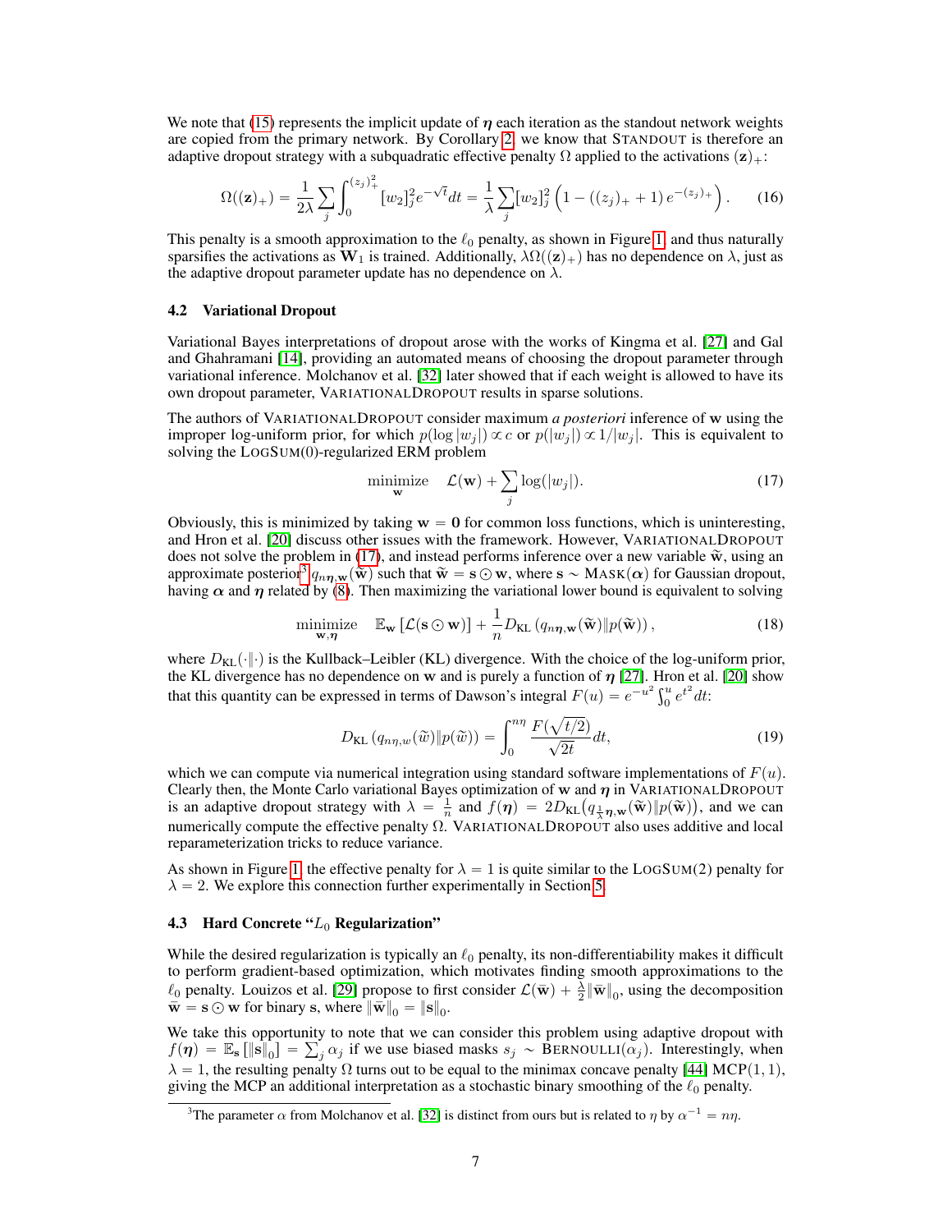We note that (15) represents the implicit update of $\boldsymbol{\eta}$ each iteration as the standout network weights are copied from the primary network. By Corollary 2, we know that STANDOUT is therefore an adaptive dropout strategy with a subquadratic effective penalty $\Omega$ applied to the activations $(\mathbf{z})_+$:

$$\Omega((\mathbf{z})_+) = \frac{1}{2\lambda}\sum_j \int_0^{(z_j)_+^2} [w_2]_j^2 e^{-\sqrt{t}} dt = \frac{1}{\lambda}\sum_j [w_2]_j^2 \left(1 - ((z_j)_+ + 1)\, e^{-(z_j)_+}\right). \tag{16}$$

This penalty is a smooth approximation to the $\ell_0$ penalty, as shown in Figure 1, and thus naturally sparsifies the activations as $\mathbf{W}_1$ is trained. Additionally, $\lambda\Omega((\mathbf{z})_+)$ has no dependence on $\lambda$, just as the adaptive dropout parameter update has no dependence on $\lambda$.

### 4.2 Variational Dropout

Variational Bayes interpretations of dropout arose with the works of Kingma et al. [27] and Gal and Ghahramani [14], providing an automated means of choosing the dropout parameter through variational inference. Molchanov et al. [32] later showed that if each weight is allowed to have its own dropout parameter, VARIATIONALDROPOUT results in sparse solutions.

The authors of VARIATIONALDROPOUT consider maximum *a posteriori* inference of $\mathbf{w}$ using the improper log-uniform prior, for which $p(\log|w_j|) \propto c$ or $p(|w_j|) \propto 1/|w_j|$. This is equivalent to solving the LOGSUM(0)-regularized ERM problem

$$\underset{\mathbf{w}}{\text{minimize}} \quad \mathcal{L}(\mathbf{w}) + \sum_j \log(|w_j|). \tag{17}$$

Obviously, this is minimized by taking $\mathbf{w} = \mathbf{0}$ for common loss functions, which is uninteresting, and Hron et al. [20] discuss other issues with the framework. However, VARIATIONALDROPOUT does not solve the problem in (17), and instead performs inference over a new variable $\widetilde{\mathbf{w}}$, using an approximate posterior[3] $q_{n\boldsymbol{\eta},\mathbf{w}}(\widetilde{\mathbf{w}})$ such that $\widetilde{\mathbf{w}} = \mathbf{s} \odot \mathbf{w}$, where $\mathbf{s} \sim \text{MASK}(\boldsymbol{\alpha})$ for Gaussian dropout, having $\boldsymbol{\alpha}$ and $\boldsymbol{\eta}$ related by (8). Then maximizing the variational lower bound is equivalent to solving

$$\underset{\mathbf{w},\boldsymbol{\eta}}{\text{minimize}} \quad \mathbb{E}_{\mathbf{w}}\left[\mathcal{L}(\mathbf{s} \odot \mathbf{w})\right] + \frac{1}{n} D_{\text{KL}}\left(q_{n\boldsymbol{\eta},\mathbf{w}}(\widetilde{\mathbf{w}}) \| p(\widetilde{\mathbf{w}})\right), \tag{18}$$

where $D_{\text{KL}}(\cdot\|\cdot)$ is the Kullback–Leibler (KL) divergence. With the choice of the log-uniform prior, the KL divergence has no dependence on $\mathbf{w}$ and is purely a function of $\boldsymbol{\eta}$ [27]. Hron et al. [20] show that this quantity can be expressed in terms of Dawson's integral $F(u) = e^{-u^2}\int_0^u e^{t^2} dt$:

$$D_{\text{KL}}\left(q_{n\eta,w}(\widetilde{w}) \| p(\widetilde{w})\right) = \int_0^{n\eta} \frac{F(\sqrt{t/2})}{\sqrt{2t}} dt, \tag{19}$$

which we can compute via numerical integration using standard software implementations of $F(u)$. Clearly then, the Monte Carlo variational Bayes optimization of $\mathbf{w}$ and $\boldsymbol{\eta}$ in VARIATIONALDROPOUT is an adaptive dropout strategy with $\lambda = \frac{1}{n}$ and $f(\boldsymbol{\eta}) = 2D_{\text{KL}}\left(q_{\frac{1}{\lambda}\boldsymbol{\eta},\mathbf{w}}(\widetilde{\mathbf{w}}) \| p(\widetilde{\mathbf{w}})\right)$, and we can numerically compute the effective penalty $\Omega$. VARIATIONALDROPOUT also uses additive and local reparameterization tricks to reduce variance.

As shown in Figure 1, the effective penalty for $\lambda = 1$ is quite similar to the LOGSUM(2) penalty for $\lambda = 2$. We explore this connection further experimentally in Section 5.

### 4.3 Hard Concrete "$L_0$ Regularization"

While the desired regularization is typically an $\ell_0$ penalty, its non-differentiability makes it difficult to perform gradient-based optimization, which motivates finding smooth approximations to the $\ell_0$ penalty. Louizos et al. [29] propose to first consider $\mathcal{L}(\bar{\mathbf{w}}) + \frac{\lambda}{2}\|\bar{\mathbf{w}}\|_0$, using the decomposition $\bar{\mathbf{w}} = \mathbf{s} \odot \mathbf{w}$ for binary $\mathbf{s}$, where $\|\bar{\mathbf{w}}\|_0 = \|\mathbf{s}\|_0$.

We take this opportunity to note that we can consider this problem using adaptive dropout with $f(\boldsymbol{\eta}) = \mathbb{E}_{\mathbf{s}}\left[\|\mathbf{s}\|_0\right] = \sum_j \alpha_j$ if we use biased masks $s_j \sim \text{BERNOULLI}(\alpha_j)$. Interestingly, when $\lambda = 1$, the resulting penalty $\Omega$ turns out to be equal to the minimax concave penalty [44] MCP(1, 1), giving the MCP an additional interpretation as a stochastic binary smoothing of the $\ell_0$ penalty.

[3] The parameter $\alpha$ from Molchanov et al. [32] is distinct from ours but is related to $\eta$ by $\alpha^{-1} = n\eta$.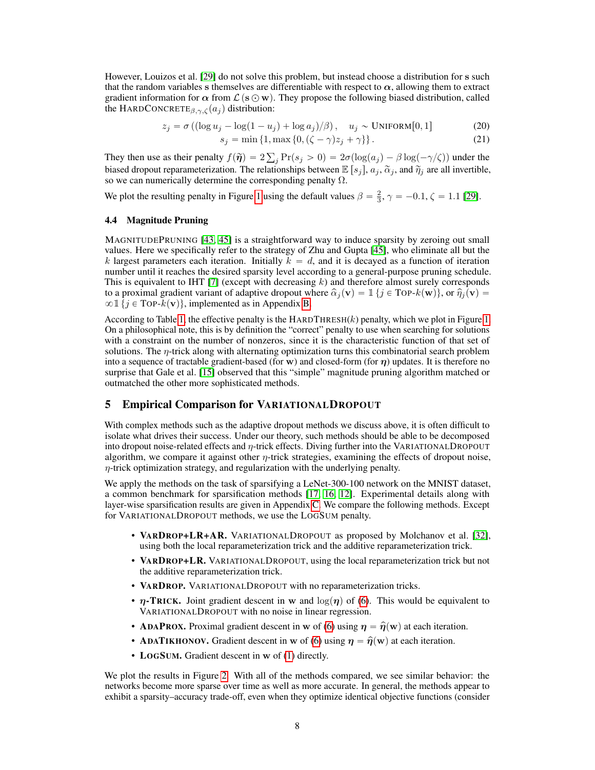However, Louizos et al. [29] do not solve this problem, but instead choose a distribution for $\mathbf{s}$ such that the random variables $\mathbf{s}$ themselves are differentiable with respect to $\boldsymbol{\alpha}$, allowing them to extract gradient information for $\boldsymbol{\alpha}$ from $\mathcal{L}(\mathbf{s} \odot \mathbf{w})$. They propose the following biased distribution, called the HARDCONCRETE$_{\beta,\gamma,\zeta}(a_j)$ distribution:

$$z_j = \sigma\left((\log u_j - \log(1-u_j) + \log a_j)/\beta\right), \quad u_j \sim \text{UNIFORM}[0,1] \tag{20}$$

$$s_j = \min\left\{1, \max\left\{0, (\zeta - \gamma)z_j + \gamma\right\}\right\}. \tag{21}$$

They then use as their penalty $f(\widetilde{\boldsymbol{\eta}}) = 2\sum_j \Pr(s_j > 0) = 2\sigma(\log(a_j) - \beta\log(-\gamma/\zeta))$ under the biased dropout reparameterization. The relationships between $\mathbb{E}\left[s_j\right]$, $a_j$, $\widetilde{\alpha}_j$, and $\widetilde{\eta}_j$ are all invertible, so we can numerically determine the corresponding penalty $\Omega$.

We plot the resulting penalty in Figure 1 using the default values $\beta = \frac{2}{3}$, $\gamma = -0.1$, $\zeta = 1.1$ [29].

### 4.4 Magnitude Pruning

MAGNITUDEPRUNING [43, 45] is a straightforward way to induce sparsity by zeroing out small values. Here we specifically refer to the strategy of Zhu and Gupta [45], who eliminate all but the $k$ largest parameters each iteration. Initially $k = d$, and it is decayed as a function of iteration number until it reaches the desired sparsity level according to a general-purpose pruning schedule. This is equivalent to IHT [7] (except with decreasing $k$) and therefore almost surely corresponds to a proximal gradient variant of adaptive dropout where $\widehat{\alpha}_j(\mathbf{v}) = \mathbb{1}\left\{j \in \text{TOP-}k(\mathbf{w})\right\}$, or $\widehat{\eta}_j(\mathbf{v}) = \infty\mathbb{1}\left\{j \in \text{TOP-}k(\mathbf{v})\right\}$, implemented as in Appendix B.

According to Table 1, the effective penalty is the HARDTHRESH($k$) penalty, which we plot in Figure 1. On a philosophical note, this is by definition the "correct" penalty to use when searching for solutions with a constraint on the number of nonzeros, since it is the characteristic function of that set of solutions. The $\eta$-trick along with alternating optimization turns this combinatorial search problem into a sequence of tractable gradient-based (for $\mathbf{w}$) and closed-form (for $\boldsymbol{\eta}$) updates. It is therefore no surprise that Gale et al. [15] observed that this "simple" magnitude pruning algorithm matched or outmatched the other more sophisticated methods.

## 5 Empirical Comparison for VARIATIONALDROPOUT

With complex methods such as the adaptive dropout methods we discuss above, it is often difficult to isolate what drives their success. Under our theory, such methods should be able to be decomposed into dropout noise-related effects and $\eta$-trick effects. Diving further into the VARIATIONALDROPOUT algorithm, we compare it against other $\eta$-trick strategies, examining the effects of dropout noise, $\eta$-trick optimization strategy, and regularization with the underlying penalty.

We apply the methods on the task of sparsifying a LeNet-300-100 network on the MNIST dataset, a common benchmark for sparsification methods [17, 16, 12]. Experimental details along with layer-wise sparsification results are given in Appendix C. We compare the following methods. Except for VARIATIONALDROPOUT methods, we use the LOGSUM penalty.

- **VARDROP+LR+AR.** VARIATIONALDROPOUT as proposed by Molchanov et al. [32], using both the local reparameterization trick and the additive reparameterization trick.
- **VARDROP+LR.** VARIATIONALDROPOUT, using the local reparameterization trick but not the additive reparameterization trick.
- **VARDROP.** VARIATIONALDROPOUT with no reparameterization tricks.
- **$\boldsymbol{\eta}$-TRICK.** Joint gradient descent in $\mathbf{w}$ and $\log(\boldsymbol{\eta})$ of (6). This would be equivalent to VARIATIONALDROPOUT with no noise in linear regression.
- **ADAPROX.** Proximal gradient descent in $\mathbf{w}$ of (6) using $\boldsymbol{\eta} = \widehat{\boldsymbol{\eta}}(\mathbf{w})$ at each iteration.
- **ADATIKHONOV.** Gradient descent in $\mathbf{w}$ of (6) using $\boldsymbol{\eta} = \widehat{\boldsymbol{\eta}}(\mathbf{w})$ at each iteration.
- **LOGSUM.** Gradient descent in $\mathbf{w}$ of (1) directly.

We plot the results in Figure 2. With all of the methods compared, we see similar behavior: the networks become more sparse over time as well as more accurate. In general, the methods appear to exhibit a sparsity–accuracy trade-off, even when they optimize identical objective functions (consider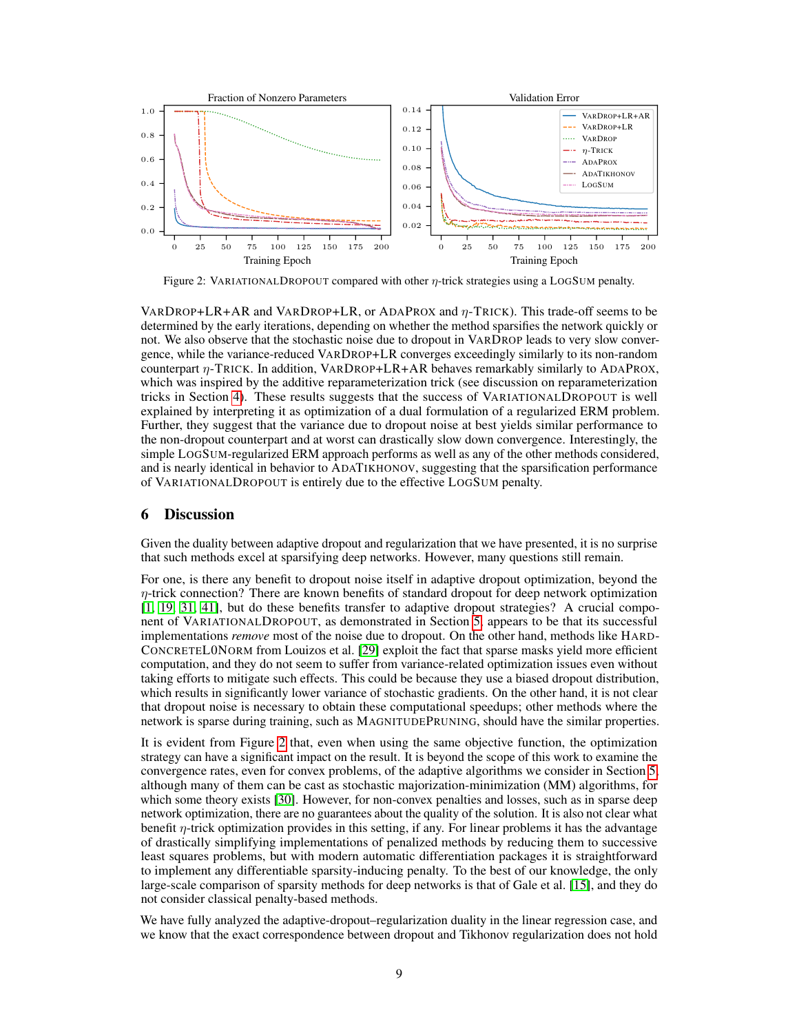Figure 2: VARIATIONALDROPOUT compared with other $\eta$-trick strategies using a LOGSUM penalty.

VARDROP+LR+AR and VARDROP+LR, or ADAPROX and $\eta$-TRICK). This trade-off seems to be determined by the early iterations, depending on whether the method sparsifies the network quickly or not. We also observe that the stochastic noise due to dropout in VARDROP leads to very slow convergence, while the variance-reduced VARDROP+LR converges exceedingly similarly to its non-random counterpart $\eta$-TRICK. In addition, VARDROP+LR+AR behaves remarkably similarly to ADAPROX, which was inspired by the additive reparameterization trick (see discussion on reparameterization tricks in Section 4). These results suggests that the success of VARIATIONALDROPOUT is well explained by interpreting it as optimization of a dual formulation of a regularized ERM problem. Further, they suggest that the variance due to dropout noise at best yields similar performance to the non-dropout counterpart and at worst can drastically slow down convergence. Interestingly, the simple LOGSUM-regularized ERM approach performs as well as any of the other methods considered, and is nearly identical in behavior to ADATIKHONOV, suggesting that the sparsification performance of VARIATIONALDROPOUT is entirely due to the effective LOGSUM penalty.

## 6 Discussion

Given the duality between adaptive dropout and regularization that we have presented, it is no surprise that such methods excel at sparsifying deep networks. However, many questions still remain.

For one, is there any benefit to dropout noise itself in adaptive dropout optimization, beyond the $\eta$-trick connection? There are known benefits of standard dropout for deep network optimization [1, 19, 31, 41], but do these benefits transfer to adaptive dropout strategies? A crucial component of VARIATIONALDROPOUT, as demonstrated in Section 5, appears to be that its successful implementations *remove* most of the noise due to dropout. On the other hand, methods like HARDCONCRETEL0NORM from Louizos et al. [29] exploit the fact that sparse masks yield more efficient computation, and they do not seem to suffer from variance-related optimization issues even without taking efforts to mitigate such effects. This could be because they use a biased dropout distribution, which results in significantly lower variance of stochastic gradients. On the other hand, it is not clear that dropout noise is necessary to obtain these computational speedups; other methods where the network is sparse during training, such as MAGNITUDEPRUNING, should have the similar properties.

It is evident from Figure 2 that, even when using the same objective function, the optimization strategy can have a significant impact on the result. It is beyond the scope of this work to examine the convergence rates, even for convex problems, of the adaptive algorithms we consider in Section 5, although many of them can be cast as stochastic majorization-minimization (MM) algorithms, for which some theory exists [30]. However, for non-convex penalties and losses, such as in sparse deep network optimization, there are no guarantees about the quality of the solution. It is also not clear what benefit $\eta$-trick optimization provides in this setting, if any. For linear problems it has the advantage of drastically simplifying implementations of penalized methods by reducing them to successive least squares problems, but with modern automatic differentiation packages it is straightforward to implement any differentiable sparsity-inducing penalty. To the best of our knowledge, the only large-scale comparison of sparsity methods for deep networks is that of Gale et al. [15], and they do not consider classical penalty-based methods.

We have fully analyzed the adaptive-dropout–regularization duality in the linear regression case, and we know that the exact correspondence between dropout and Tikhonov regularization does not hold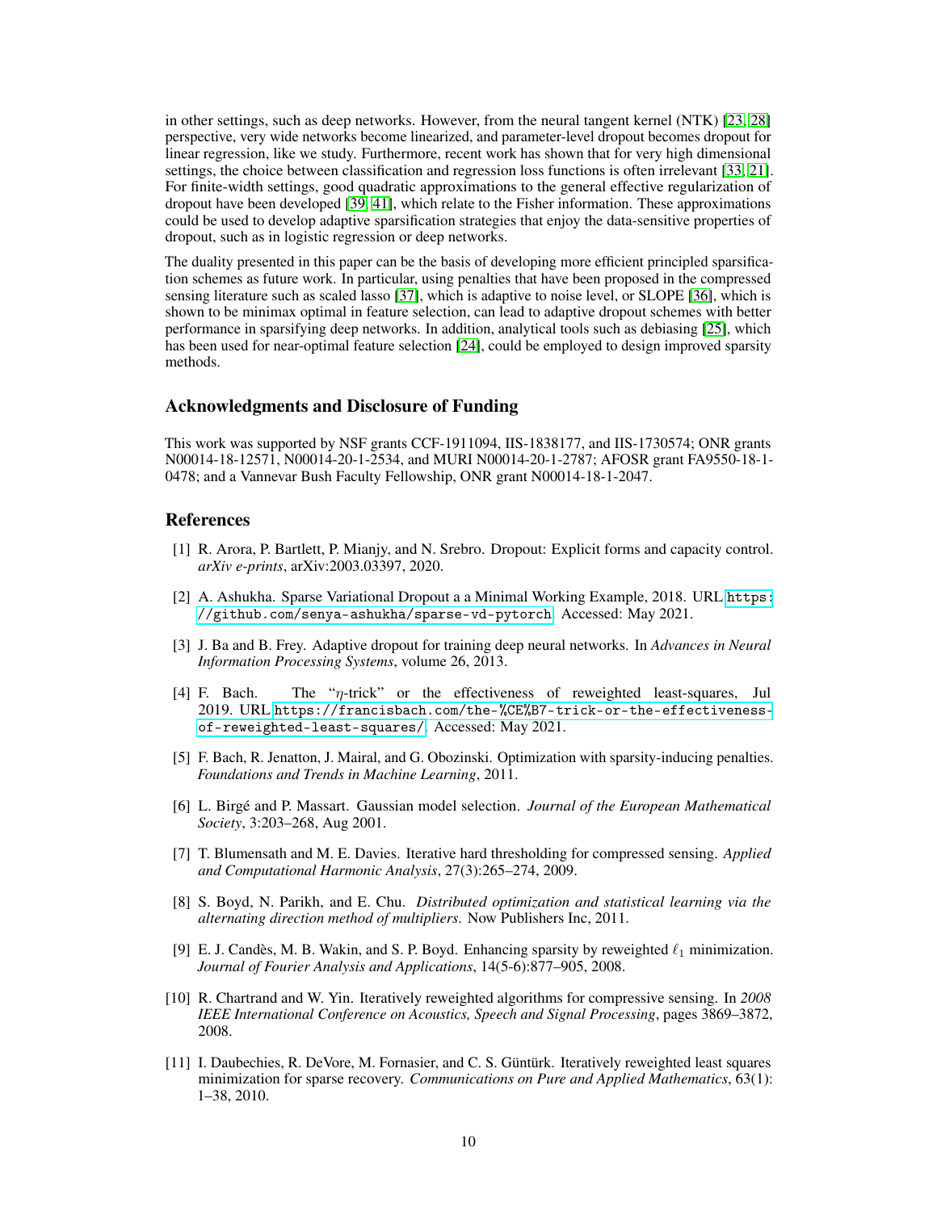in other settings, such as deep networks. However, from the neural tangent kernel (NTK) [23, 28] perspective, very wide networks become linearized, and parameter-level dropout becomes dropout for linear regression, like we study. Furthermore, recent work has shown that for very high dimensional settings, the choice between classification and regression loss functions is often irrelevant [33, 21]. For finite-width settings, good quadratic approximations to the general effective regularization of dropout have been developed [39, 41], which relate to the Fisher information. These approximations could be used to develop adaptive sparsification strategies that enjoy the data-sensitive properties of dropout, such as in logistic regression or deep networks.

The duality presented in this paper can be the basis of developing more efficient principled sparsification schemes as future work. In particular, using penalties that have been proposed in the compressed sensing literature such as scaled lasso [37], which is adaptive to noise level, or SLOPE [36], which is shown to be minimax optimal in feature selection, can lead to adaptive dropout schemes with better performance in sparsifying deep networks. In addition, analytical tools such as debiasing [25], which has been used for near-optimal feature selection [24], could be employed to design improved sparsity methods.

## Acknowledgments and Disclosure of Funding

This work was supported by NSF grants CCF-1911094, IIS-1838177, and IIS-1730574; ONR grants N00014-18-12571, N00014-20-1-2534, and MURI N00014-20-1-2787; AFOSR grant FA9550-18-1-0478; and a Vannevar Bush Faculty Fellowship, ONR grant N00014-18-1-2047.

## References

[1] R. Arora, P. Bartlett, P. Mianjy, and N. Srebro. Dropout: Explicit forms and capacity control. *arXiv e-prints*, arXiv:2003.03397, 2020.

[2] A. Ashukha. Sparse Variational Dropout a a Minimal Working Example, 2018. URL `https://github.com/senya-ashukha/sparse-vd-pytorch`. Accessed: May 2021.

[3] J. Ba and B. Frey. Adaptive dropout for training deep neural networks. In *Advances in Neural Information Processing Systems*, volume 26, 2013.

[4] F. Bach. The "$\eta$-trick" or the effectiveness of reweighted least-squares, Jul 2019. URL `https://francisbach.com/the-%CE%B7-trick-or-the-effectiveness-of-reweighted-least-squares/`. Accessed: May 2021.

[5] F. Bach, R. Jenatton, J. Mairal, and G. Obozinski. Optimization with sparsity-inducing penalties. *Foundations and Trends in Machine Learning*, 2011.

[6] L. Birgé and P. Massart. Gaussian model selection. *Journal of the European Mathematical Society*, 3:203–268, Aug 2001.

[7] T. Blumensath and M. E. Davies. Iterative hard thresholding for compressed sensing. *Applied and Computational Harmonic Analysis*, 27(3):265–274, 2009.

[8] S. Boyd, N. Parikh, and E. Chu. *Distributed optimization and statistical learning via the alternating direction method of multipliers*. Now Publishers Inc, 2011.

[9] E. J. Candès, M. B. Wakin, and S. P. Boyd. Enhancing sparsity by reweighted $\ell_1$ minimization. *Journal of Fourier Analysis and Applications*, 14(5-6):877–905, 2008.

[10] R. Chartrand and W. Yin. Iteratively reweighted algorithms for compressive sensing. In *2008 IEEE International Conference on Acoustics, Speech and Signal Processing*, pages 3869–3872, 2008.

[11] I. Daubechies, R. DeVore, M. Fornasier, and C. S. Güntürk. Iteratively reweighted least squares minimization for sparse recovery. *Communications on Pure and Applied Mathematics*, 63(1): 1–38, 2010.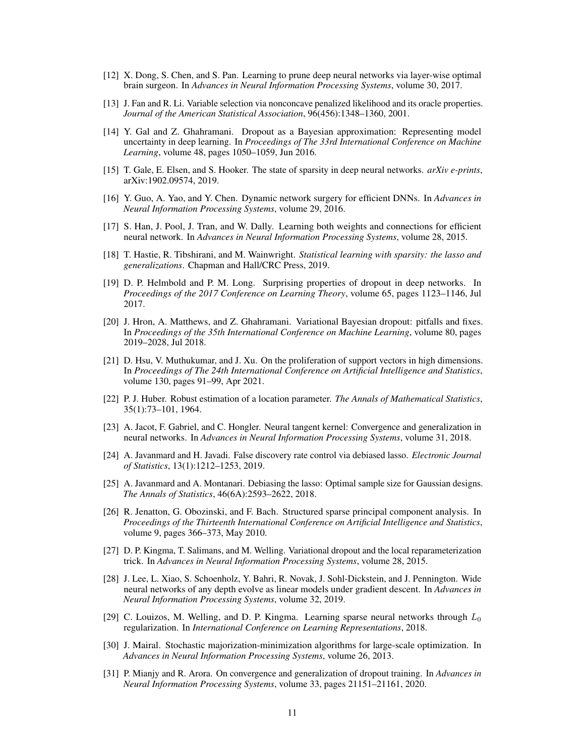[12] X. Dong, S. Chen, and S. Pan. Learning to prune deep neural networks via layer-wise optimal brain surgeon. In *Advances in Neural Information Processing Systems*, volume 30, 2017.

[13] J. Fan and R. Li. Variable selection via nonconcave penalized likelihood and its oracle properties. *Journal of the American Statistical Association*, 96(456):1348–1360, 2001.

[14] Y. Gal and Z. Ghahramani. Dropout as a Bayesian approximation: Representing model uncertainty in deep learning. In *Proceedings of The 33rd International Conference on Machine Learning*, volume 48, pages 1050–1059, Jun 2016.

[15] T. Gale, E. Elsen, and S. Hooker. The state of sparsity in deep neural networks. *arXiv e-prints*, arXiv:1902.09574, 2019.

[16] Y. Guo, A. Yao, and Y. Chen. Dynamic network surgery for efficient DNNs. In *Advances in Neural Information Processing Systems*, volume 29, 2016.

[17] S. Han, J. Pool, J. Tran, and W. Dally. Learning both weights and connections for efficient neural network. In *Advances in Neural Information Processing Systems*, volume 28, 2015.

[18] T. Hastie, R. Tibshirani, and M. Wainwright. *Statistical learning with sparsity: the lasso and generalizations*. Chapman and Hall/CRC Press, 2019.

[19] D. P. Helmbold and P. M. Long. Surprising properties of dropout in deep networks. In *Proceedings of the 2017 Conference on Learning Theory*, volume 65, pages 1123–1146, Jul 2017.

[20] J. Hron, A. Matthews, and Z. Ghahramani. Variational Bayesian dropout: pitfalls and fixes. In *Proceedings of the 35th International Conference on Machine Learning*, volume 80, pages 2019–2028, Jul 2018.

[21] D. Hsu, V. Muthukumar, and J. Xu. On the proliferation of support vectors in high dimensions. In *Proceedings of The 24th International Conference on Artificial Intelligence and Statistics*, volume 130, pages 91–99, Apr 2021.

[22] P. J. Huber. Robust estimation of a location parameter. *The Annals of Mathematical Statistics*, 35(1):73–101, 1964.

[23] A. Jacot, F. Gabriel, and C. Hongler. Neural tangent kernel: Convergence and generalization in neural networks. In *Advances in Neural Information Processing Systems*, volume 31, 2018.

[24] A. Javanmard and H. Javadi. False discovery rate control via debiased lasso. *Electronic Journal of Statistics*, 13(1):1212–1253, 2019.

[25] A. Javanmard and A. Montanari. Debiasing the lasso: Optimal sample size for Gaussian designs. *The Annals of Statistics*, 46(6A):2593–2622, 2018.

[26] R. Jenatton, G. Obozinski, and F. Bach. Structured sparse principal component analysis. In *Proceedings of the Thirteenth International Conference on Artificial Intelligence and Statistics*, volume 9, pages 366–373, May 2010.

[27] D. P. Kingma, T. Salimans, and M. Welling. Variational dropout and the local reparameterization trick. In *Advances in Neural Information Processing Systems*, volume 28, 2015.

[28] J. Lee, L. Xiao, S. Schoenholz, Y. Bahri, R. Novak, J. Sohl-Dickstein, and J. Pennington. Wide neural networks of any depth evolve as linear models under gradient descent. In *Advances in Neural Information Processing Systems*, volume 32, 2019.

[29] C. Louizos, M. Welling, and D. P. Kingma. Learning sparse neural networks through $L_0$ regularization. In *International Conference on Learning Representations*, 2018.

[30] J. Mairal. Stochastic majorization-minimization algorithms for large-scale optimization. In *Advances in Neural Information Processing Systems*, volume 26, 2013.

[31] P. Mianjy and R. Arora. On convergence and generalization of dropout training. In *Advances in Neural Information Processing Systems*, volume 33, pages 21151–21161, 2020.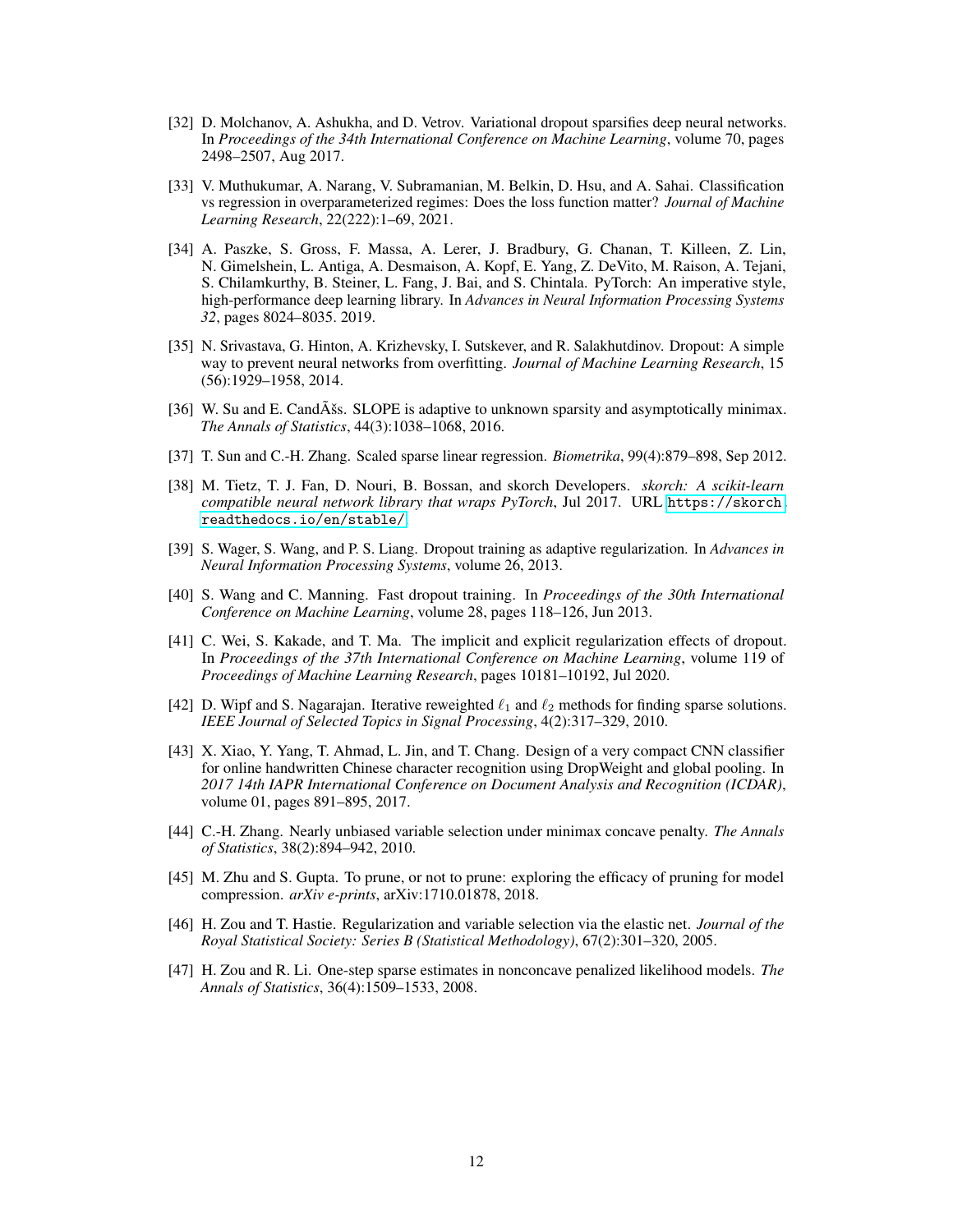[32] D. Molchanov, A. Ashukha, and D. Vetrov. Variational dropout sparsifies deep neural networks. In *Proceedings of the 34th International Conference on Machine Learning*, volume 70, pages 2498–2507, Aug 2017.

[33] V. Muthukumar, A. Narang, V. Subramanian, M. Belkin, D. Hsu, and A. Sahai. Classification vs regression in overparameterized regimes: Does the loss function matter? *Journal of Machine Learning Research*, 22(222):1–69, 2021.

[34] A. Paszke, S. Gross, F. Massa, A. Lerer, J. Bradbury, G. Chanan, T. Killeen, Z. Lin, N. Gimelshein, L. Antiga, A. Desmaison, A. Kopf, E. Yang, Z. DeVito, M. Raison, A. Tejani, S. Chilamkurthy, B. Steiner, L. Fang, J. Bai, and S. Chintala. PyTorch: An imperative style, high-performance deep learning library. In *Advances in Neural Information Processing Systems 32*, pages 8024–8035. 2019.

[35] N. Srivastava, G. Hinton, A. Krizhevsky, I. Sutskever, and R. Salakhutdinov. Dropout: A simple way to prevent neural networks from overfitting. *Journal of Machine Learning Research*, 15 (56):1929–1958, 2014.

[36] W. Su and E. CandÃšs. SLOPE is adaptive to unknown sparsity and asymptotically minimax. *The Annals of Statistics*, 44(3):1038–1068, 2016.

[37] T. Sun and C.-H. Zhang. Scaled sparse linear regression. *Biometrika*, 99(4):879–898, Sep 2012.

[38] M. Tietz, T. J. Fan, D. Nouri, B. Bossan, and skorch Developers. *skorch: A scikit-learn compatible neural network library that wraps PyTorch*, Jul 2017. URL https://skorch.readthedocs.io/en/stable/.

[39] S. Wager, S. Wang, and P. S. Liang. Dropout training as adaptive regularization. In *Advances in Neural Information Processing Systems*, volume 26, 2013.

[40] S. Wang and C. Manning. Fast dropout training. In *Proceedings of the 30th International Conference on Machine Learning*, volume 28, pages 118–126, Jun 2013.

[41] C. Wei, S. Kakade, and T. Ma. The implicit and explicit regularization effects of dropout. In *Proceedings of the 37th International Conference on Machine Learning*, volume 119 of *Proceedings of Machine Learning Research*, pages 10181–10192, Jul 2020.

[42] D. Wipf and S. Nagarajan. Iterative reweighted $\ell_1$ and $\ell_2$ methods for finding sparse solutions. *IEEE Journal of Selected Topics in Signal Processing*, 4(2):317–329, 2010.

[43] X. Xiao, Y. Yang, T. Ahmad, L. Jin, and T. Chang. Design of a very compact CNN classifier for online handwritten Chinese character recognition using DropWeight and global pooling. In *2017 14th IAPR International Conference on Document Analysis and Recognition (ICDAR)*, volume 01, pages 891–895, 2017.

[44] C.-H. Zhang. Nearly unbiased variable selection under minimax concave penalty. *The Annals of Statistics*, 38(2):894–942, 2010.

[45] M. Zhu and S. Gupta. To prune, or not to prune: exploring the efficacy of pruning for model compression. *arXiv e-prints*, arXiv:1710.01878, 2018.

[46] H. Zou and T. Hastie. Regularization and variable selection via the elastic net. *Journal of the Royal Statistical Society: Series B (Statistical Methodology)*, 67(2):301–320, 2005.

[47] H. Zou and R. Li. One-step sparse estimates in nonconcave penalized likelihood models. *The Annals of Statistics*, 36(4):1509–1533, 2008.